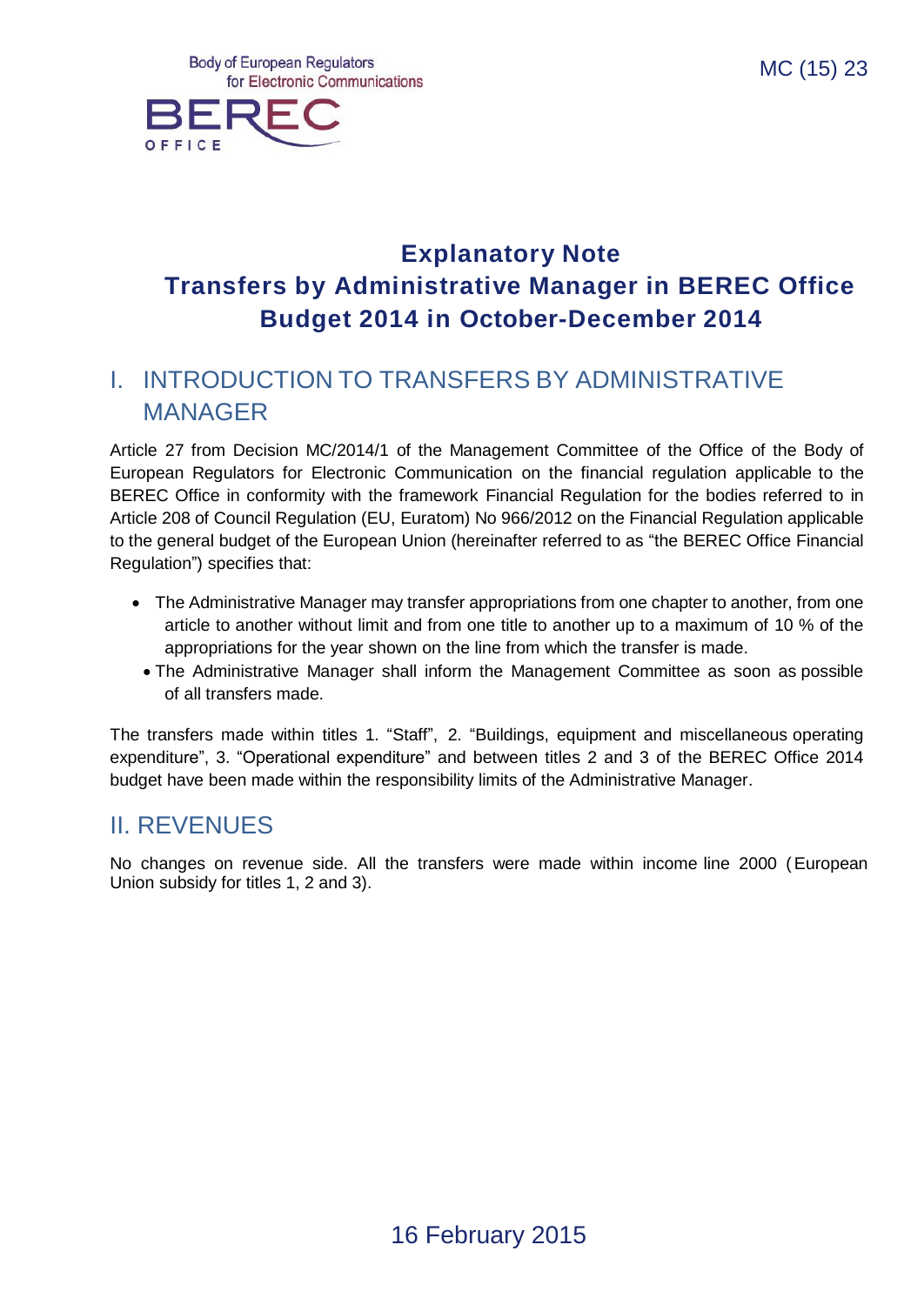Body of European Regulators for Electronic Communications

BEREC OFFICE

MC (15) 23

# Explanatory Note Transfers by Administrative Manager in BEREC Office Budget 2014 in October-December 2014

## I. INTRODUCTION TO TRANSFERS BY ADMINISTRATIVE MANAGER

Article 27 from Decision MC/2014/1 of the Management Committee of the Office of the Body of European Regulators for Electronic Communication on the financial regulation applicable to the BEREC Office in conformity with the framework Financial Regulation for the bodies referred to in Article 208 of Council Regulation (EU, Euratom) No 966/2012 on the Financial Regulation applicable to the general budget of the European Union (hereinafter referred to as "the BEREC Office Financial Regulation") specifies that:

- The Administrative Manager may transfer appropriations from one chapter to another, from one article to another without limit and from one title to another up to a maximum of 10 % of the appropriations for the year shown on the line from which the transfer is made.
- The Administrative Manager shall inform the Management Committee as soon as possible of all transfers made.

The transfers made within titles 1. "Staff", 2. "Buildings, equipment and miscellaneous operating expenditure", 3. "Operational expenditure" and between titles 2 and 3 of the BEREC Office 2014 budget have been made within the responsibility limits of the Administrative Manager.

## II. REVENUES

No changes on revenue side. All the transfers were made within income line 2000 (European Union subsidy for titles 1, 2 and 3).

16 February 2015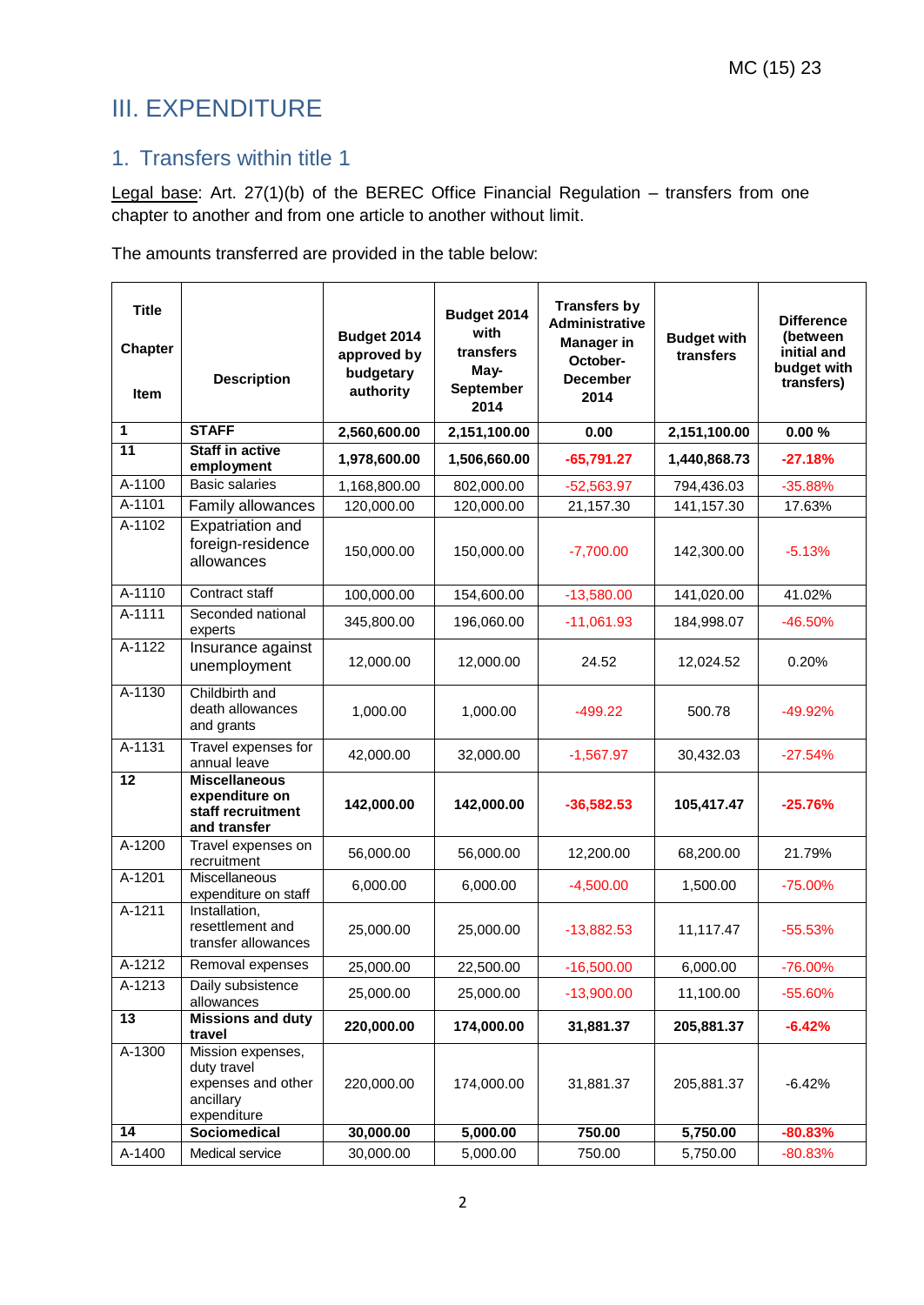# III. EXPENDITURE

## 1. Transfers within title 1

Legal base: Art. 27(1)(b) of the BEREC Office Financial Regulation – transfers from one chapter to another and from one article to another without limit.

The amounts transferred are provided in the table below:

| Title<br>Chapter<br>Item | Description | Budget 2014 approved by budgetary authority | Budget 2014 with transfers May-September 2014 | Transfers by Administrative Manager in October-December 2014 | Budget with transfers | Difference (between initial and budget with transfers) |
|---|---|---|---|---|---|---|
| **1** | **STAFF** | **2,560,600.00** | **2,151,100.00** | **0.00** | **2,151,100.00** | **0.00 %** |
| **11** | **Staff in active employment** | **1,978,600.00** | **1,506,660.00** | **-65,791.27** | **1,440,868.73** | **-27.18%** |
| A-1100 | Basic salaries | 1,168,800.00 | 802,000.00 | -52,563.97 | 794,436.03 | -35.88% |
| A-1101 | Family allowances | 120,000.00 | 120,000.00 | 21,157.30 | 141,157.30 | 17.63% |
| A-1102 | Expatriation and foreign-residence allowances | 150,000.00 | 150,000.00 | -7,700.00 | 142,300.00 | -5.13% |
| A-1110 | Contract staff | 100,000.00 | 154,600.00 | -13,580.00 | 141,020.00 | 41.02% |
| A-1111 | Seconded national experts | 345,800.00 | 196,060.00 | -11,061.93 | 184,998.07 | -46.50% |
| A-1122 | Insurance against unemployment | 12,000.00 | 12,000.00 | 24.52 | 12,024.52 | 0.20% |
| A-1130 | Childbirth and death allowances and grants | 1,000.00 | 1,000.00 | -499.22 | 500.78 | -49.92% |
| A-1131 | Travel expenses for annual leave | 42,000.00 | 32,000.00 | -1,567.97 | 30,432.03 | -27.54% |
| **12** | **Miscellaneous expenditure on staff recruitment and transfer** | **142,000.00** | **142,000.00** | **-36,582.53** | **105,417.47** | **-25.76%** |
| A-1200 | Travel expenses on recruitment | 56,000.00 | 56,000.00 | 12,200.00 | 68,200.00 | 21.79% |
| A-1201 | Miscellaneous expenditure on staff | 6,000.00 | 6,000.00 | -4,500.00 | 1,500.00 | -75.00% |
| A-1211 | Installation, resettlement and transfer allowances | 25,000.00 | 25,000.00 | -13,882.53 | 11,117.47 | -55.53% |
| A-1212 | Removal expenses | 25,000.00 | 22,500.00 | -16,500.00 | 6,000.00 | -76.00% |
| A-1213 | Daily subsistence allowances | 25,000.00 | 25,000.00 | -13,900.00 | 11,100.00 | -55.60% |
| **13** | **Missions and duty travel** | **220,000.00** | **174,000.00** | **31,881.37** | **205,881.37** | **-6.42%** |
| A-1300 | Mission expenses, duty travel expenses and other ancillary expenditure | 220,000.00 | 174,000.00 | 31,881.37 | 205,881.37 | -6.42% |
| **14** | **Sociomedical** | **30,000.00** | **5,000.00** | **750.00** | **5,750.00** | **-80.83%** |
| A-1400 | Medical service | 30,000.00 | 5,000.00 | 750.00 | 5,750.00 | -80.83% |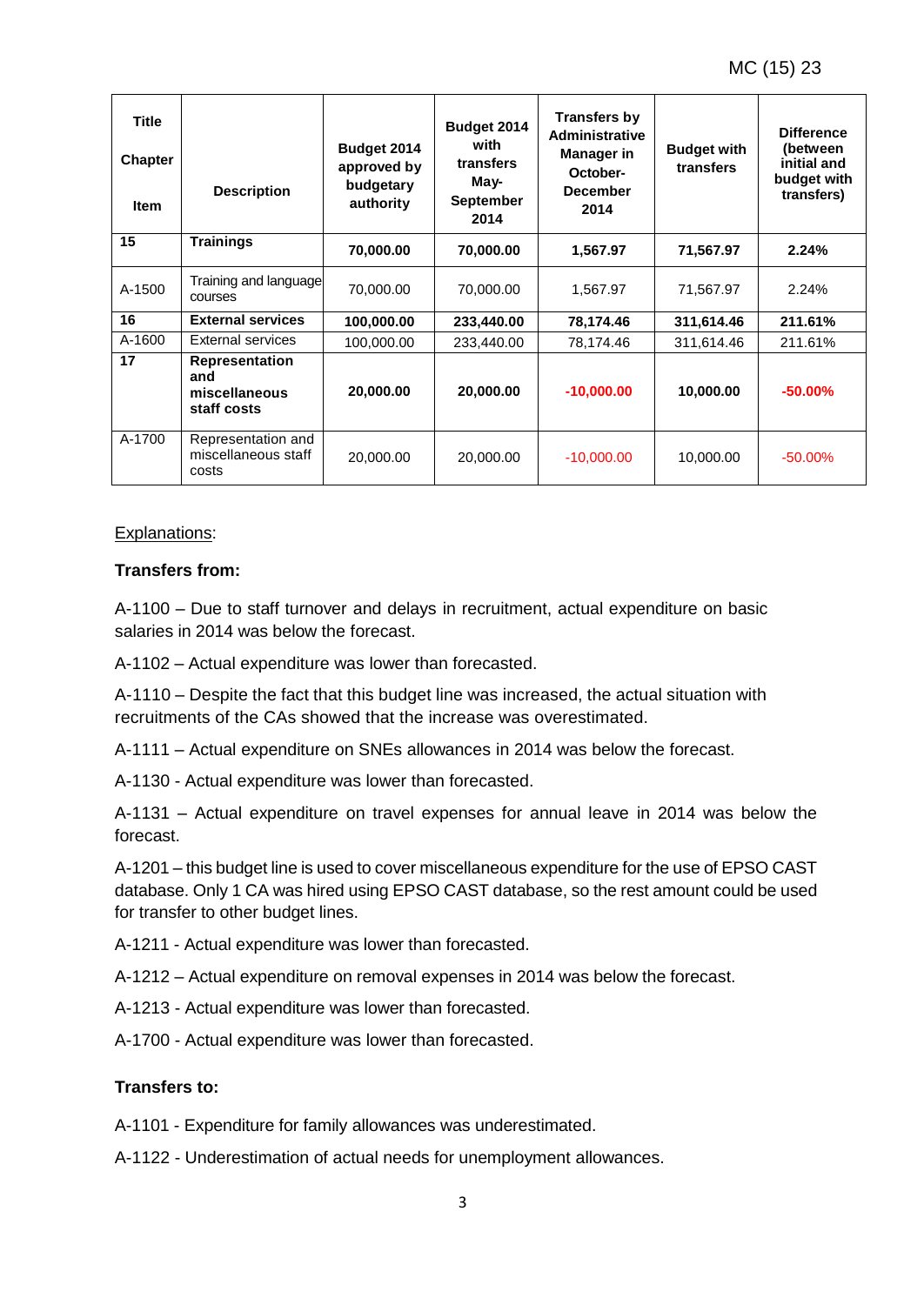| Title<br><br>Chapter<br><br>Item | Description | Budget 2014 approved by budgetary authority | Budget 2014 with transfers May-September 2014 | Transfers by Administrative Manager in October-December 2014 | Budget with transfers | Difference (between initial and budget with transfers) |
|---|---|---|---|---|---|---|
| **15** | **Trainings** | **70,000.00** | **70,000.00** | **1,567.97** | **71,567.97** | **2.24%** |
| A-1500 | Training and language courses | 70,000.00 | 70,000.00 | 1,567.97 | 71,567.97 | 2.24% |
| **16** | **External services** | **100,000.00** | **233,440.00** | **78,174.46** | **311,614.46** | **211.61%** |
| A-1600 | External services | 100,000.00 | 233,440.00 | 78,174.46 | 311,614.46 | 211.61% |
| **17** | **Representation and miscellaneous staff costs** | **20,000.00** | **20,000.00** | **-10,000.00** | **10,000.00** | **-50.00%** |
| A-1700 | Representation and miscellaneous staff costs | 20,000.00 | 20,000.00 | -10,000.00 | 10,000.00 | -50.00% |

Explanations:

**Transfers from:**

A-1100 – Due to staff turnover and delays in recruitment, actual expenditure on basic salaries in 2014 was below the forecast.

A-1102 – Actual expenditure was lower than forecasted.

A-1110 – Despite the fact that this budget line was increased, the actual situation with recruitments of the CAs showed that the increase was overestimated.

A-1111 – Actual expenditure on SNEs allowances in 2014 was below the forecast.

A-1130 - Actual expenditure was lower than forecasted.

A-1131 – Actual expenditure on travel expenses for annual leave in 2014 was below the forecast.

A-1201 – this budget line is used to cover miscellaneous expenditure for the use of EPSO CAST database. Only 1 CA was hired using EPSO CAST database, so the rest amount could be used for transfer to other budget lines.

A-1211 - Actual expenditure was lower than forecasted.

A-1212 – Actual expenditure on removal expenses in 2014 was below the forecast.

A-1213 - Actual expenditure was lower than forecasted.

A-1700 - Actual expenditure was lower than forecasted.

**Transfers to:**

A-1101 - Expenditure for family allowances was underestimated.

A-1122 - Underestimation of actual needs for unemployment allowances.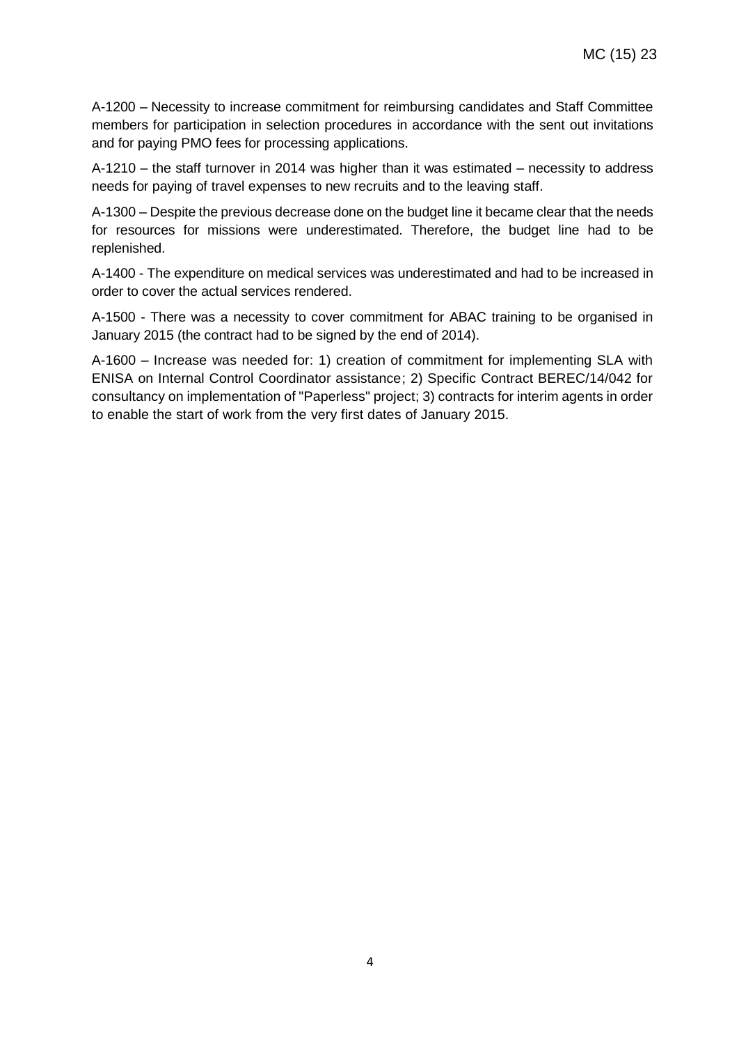A-1200 – Necessity to increase commitment for reimbursing candidates and Staff Committee members for participation in selection procedures in accordance with the sent out invitations and for paying PMO fees for processing applications.

A-1210 – the staff turnover in 2014 was higher than it was estimated – necessity to address needs for paying of travel expenses to new recruits and to the leaving staff.

A-1300 – Despite the previous decrease done on the budget line it became clear that the needs for resources for missions were underestimated. Therefore, the budget line had to be replenished.

A-1400 - The expenditure on medical services was underestimated and had to be increased in order to cover the actual services rendered.

A-1500 - There was a necessity to cover commitment for ABAC training to be organised in January 2015 (the contract had to be signed by the end of 2014).

A-1600 – Increase was needed for: 1) creation of commitment for implementing SLA with ENISA on Internal Control Coordinator assistance; 2) Specific Contract BEREC/14/042 for consultancy on implementation of "Paperless" project; 3) contracts for interim agents in order to enable the start of work from the very first dates of January 2015.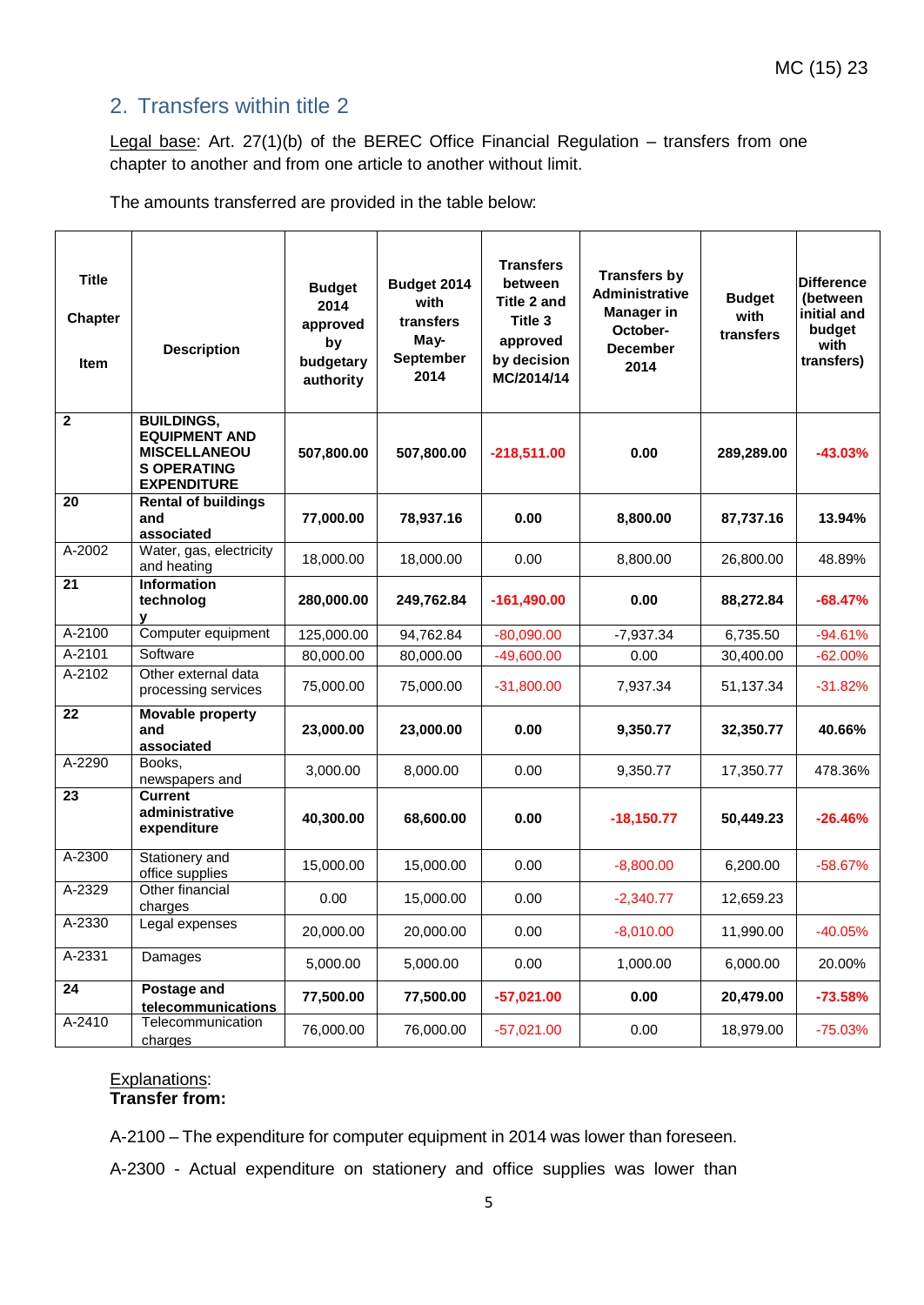## 2. Transfers within title 2

Legal base: Art. 27(1)(b) of the BEREC Office Financial Regulation – transfers from one chapter to another and from one article to another without limit.

The amounts transferred are provided in the table below:

| Title / Chapter / Item | Description | Budget 2014 approved by budgetary authority | Budget 2014 with transfers May-September 2014 | Transfers between Title 2 and Title 3 approved by decision MC/2014/14 | Transfers by Administrative Manager in October-December 2014 | Budget with transfers | Difference (between initial and budget with transfers) |
|---|---|---|---|---|---|---|---|
| **2** | **BUILDINGS, EQUIPMENT AND MISCELLANEOUS OPERATING EXPENDITURE** | **507,800.00** | **507,800.00** | **-218,511.00** | **0.00** | **289,289.00** | **-43.03%** |
| **20** | **Rental of buildings and associated** | **77,000.00** | **78,937.16** | **0.00** | **8,800.00** | **87,737.16** | **13.94%** |
| A-2002 | Water, gas, electricity and heating | 18,000.00 | 18,000.00 | 0.00 | 8,800.00 | 26,800.00 | 48.89% |
| **21** | **Information technology** | **280,000.00** | **249,762.84** | **-161,490.00** | **0.00** | **88,272.84** | **-68.47%** |
| A-2100 | Computer equipment | 125,000.00 | 94,762.84 | -80,090.00 | -7,937.34 | 6,735.50 | -94.61% |
| A-2101 | Software | 80,000.00 | 80,000.00 | -49,600.00 | 0.00 | 30,400.00 | -62.00% |
| A-2102 | Other external data processing services | 75,000.00 | 75,000.00 | -31,800.00 | 7,937.34 | 51,137.34 | -31.82% |
| **22** | **Movable property and associated** | **23,000.00** | **23,000.00** | **0.00** | **9,350.77** | **32,350.77** | **40.66%** |
| A-2290 | Books, newspapers and | 3,000.00 | 8,000.00 | 0.00 | 9,350.77 | 17,350.77 | 478.36% |
| **23** | **Current administrative expenditure** | **40,300.00** | **68,600.00** | **0.00** | **-18,150.77** | **50,449.23** | **-26.46%** |
| A-2300 | Stationery and office supplies | 15,000.00 | 15,000.00 | 0.00 | -8,800.00 | 6,200.00 | -58.67% |
| A-2329 | Other financial charges | 0.00 | 15,000.00 | 0.00 | -2,340.77 | 12,659.23 | |
| A-2330 | Legal expenses | 20,000.00 | 20,000.00 | 0.00 | -8,010.00 | 11,990.00 | -40.05% |
| A-2331 | Damages | 5,000.00 | 5,000.00 | 0.00 | 1,000.00 | 6,000.00 | 20.00% |
| **24** | **Postage and telecommunications** | **77,500.00** | **77,500.00** | **-57,021.00** | **0.00** | **20,479.00** | **-73.58%** |
| A-2410 | Telecommunication charges | 76,000.00 | 76,000.00 | -57,021.00 | 0.00 | 18,979.00 | -75.03% |

Explanations:
**Transfer from:**

A-2100 – The expenditure for computer equipment in 2014 was lower than foreseen.

A-2300 - Actual expenditure on stationery and office supplies was lower than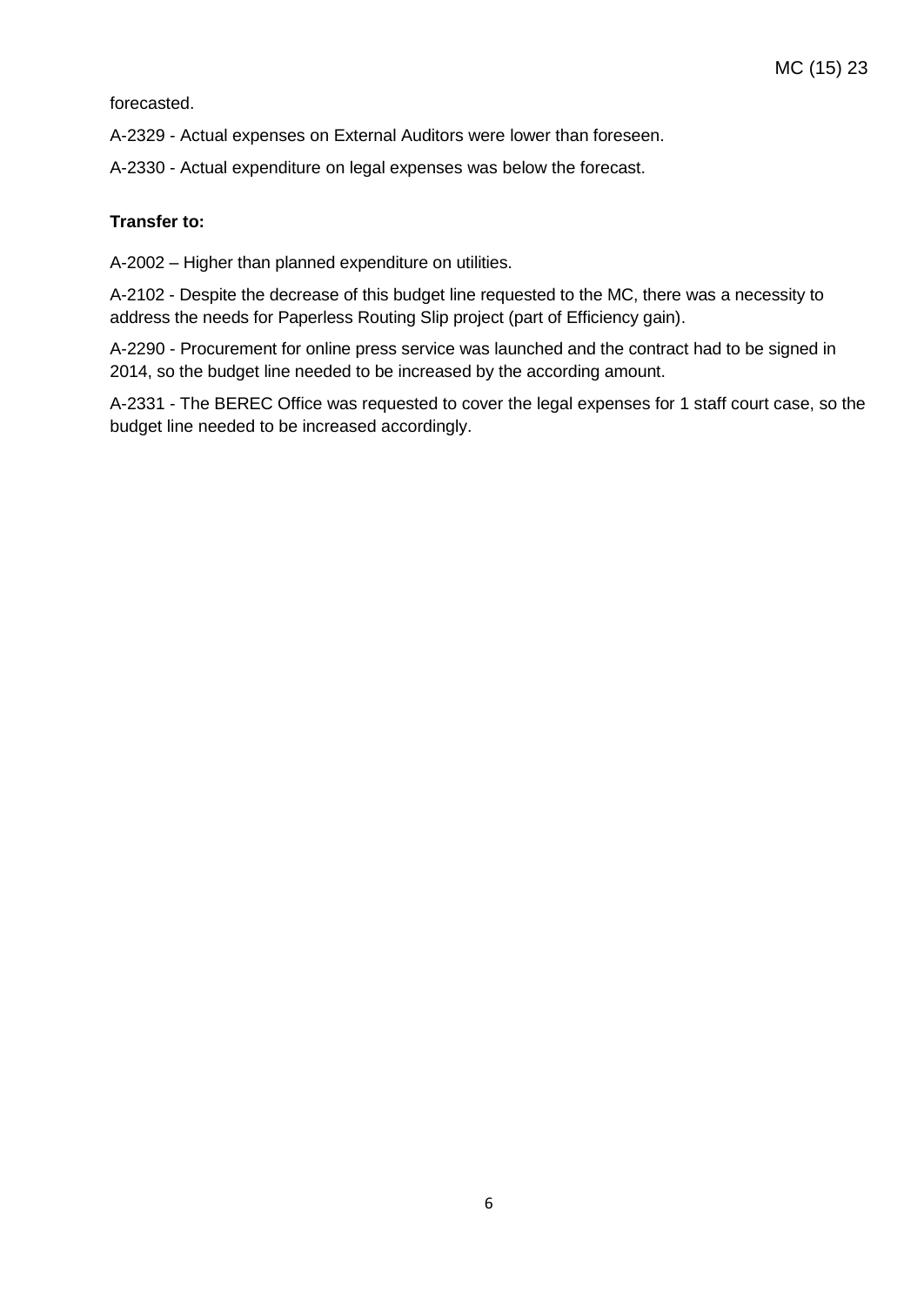forecasted.

A-2329 - Actual expenses on External Auditors were lower than foreseen.

A-2330 - Actual expenditure on legal expenses was below the forecast.

**Transfer to:**

A-2002 – Higher than planned expenditure on utilities.

A-2102 - Despite the decrease of this budget line requested to the MC, there was a necessity to address the needs for Paperless Routing Slip project (part of Efficiency gain).

A-2290 - Procurement for online press service was launched and the contract had to be signed in 2014, so the budget line needed to be increased by the according amount.

A-2331 - The BEREC Office was requested to cover the legal expenses for 1 staff court case, so the budget line needed to be increased accordingly.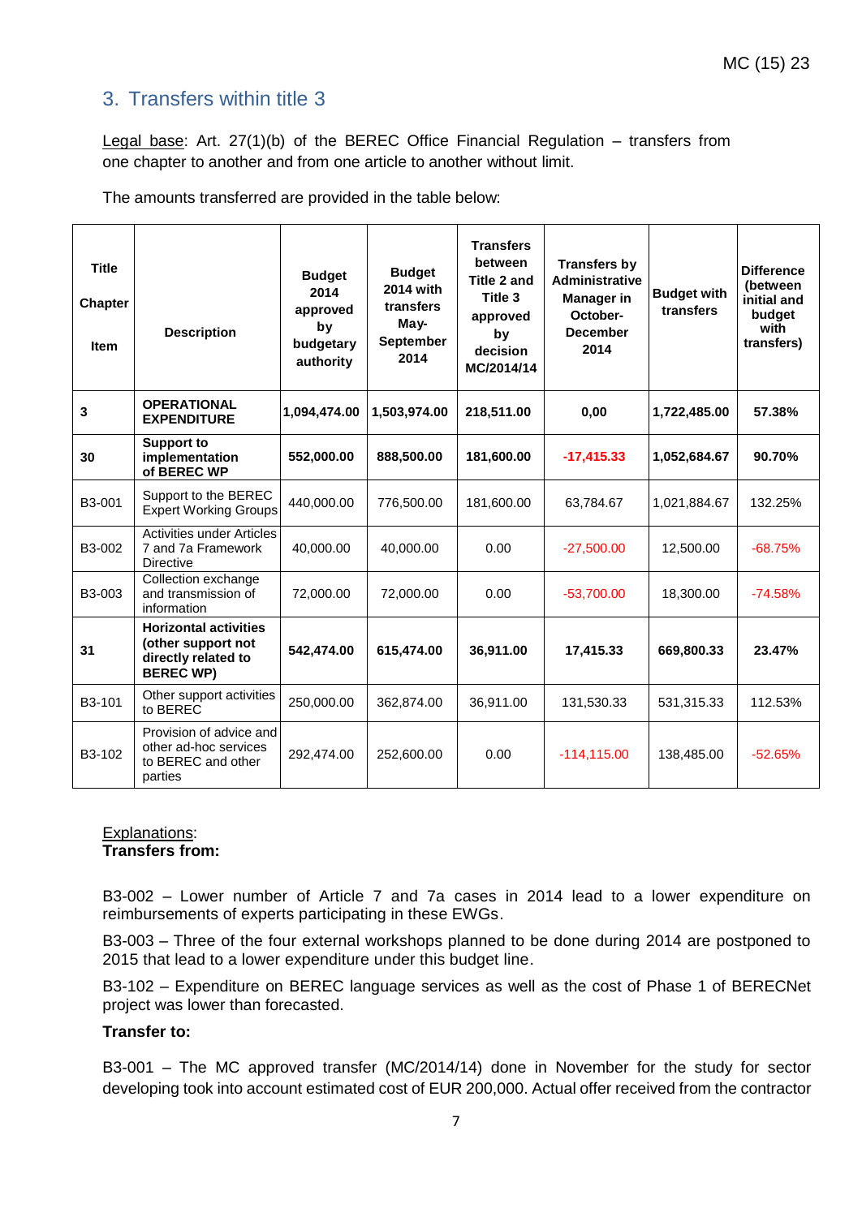## 3. Transfers within title 3

Legal base: Art. 27(1)(b) of the BEREC Office Financial Regulation – transfers from one chapter to another and from one article to another without limit.

The amounts transferred are provided in the table below:

| Title<br>Chapter<br>Item | Description | Budget 2014 approved by budgetary authority | Budget 2014 with transfers May-September 2014 | Transfers between Title 2 and Title 3 approved by decision MC/2014/14 | Transfers by Administrative Manager in October-December 2014 | Budget with transfers | Difference (between initial and budget with transfers) |
|---|---|---|---|---|---|---|---|
| **3** | **OPERATIONAL EXPENDITURE** | **1,094,474.00** | **1,503,974.00** | **218,511.00** | **0,00** | **1,722,485.00** | **57.38%** |
| **30** | **Support to implementation of BEREC WP** | **552,000.00** | **888,500.00** | **181,600.00** | **-17,415.33** | **1,052,684.67** | **90.70%** |
| B3-001 | Support to the BEREC Expert Working Groups | 440,000.00 | 776,500.00 | 181,600.00 | 63,784.67 | 1,021,884.67 | 132.25% |
| B3-002 | Activities under Articles 7 and 7a Framework Directive | 40,000.00 | 40,000.00 | 0.00 | -27,500.00 | 12,500.00 | -68.75% |
| B3-003 | Collection exchange and transmission of information | 72,000.00 | 72,000.00 | 0.00 | -53,700.00 | 18,300.00 | -74.58% |
| **31** | **Horizontal activities (other support not directly related to BEREC WP)** | **542,474.00** | **615,474.00** | **36,911.00** | **17,415.33** | **669,800.33** | **23.47%** |
| B3-101 | Other support activities to BEREC | 250,000.00 | 362,874.00 | 36,911.00 | 131,530.33 | 531,315.33 | 112.53% |
| B3-102 | Provision of advice and other ad-hoc services to BEREC and other parties | 292,474.00 | 252,600.00 | 0.00 | -114,115.00 | 138,485.00 | -52.65% |

Explanations:

**Transfers from:**

B3-002 – Lower number of Article 7 and 7a cases in 2014 lead to a lower expenditure on reimbursements of experts participating in these EWGs.

B3-003 – Three of the four external workshops planned to be done during 2014 are postponed to 2015 that lead to a lower expenditure under this budget line.

B3-102 – Expenditure on BEREC language services as well as the cost of Phase 1 of BERECNet project was lower than forecasted.

**Transfer to:**

B3-001 – The MC approved transfer (MC/2014/14) done in November for the study for sector developing took into account estimated cost of EUR 200,000. Actual offer received from the contractor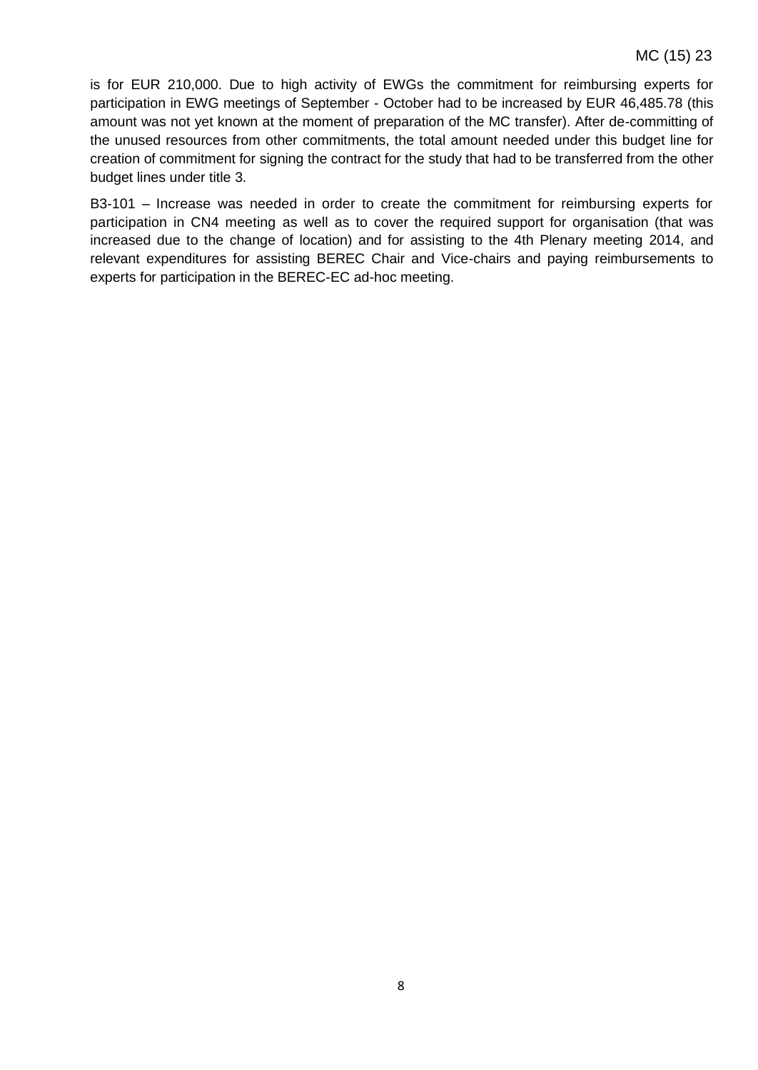is for EUR 210,000. Due to high activity of EWGs the commitment for reimbursing experts for participation in EWG meetings of September - October had to be increased by EUR 46,485.78 (this amount was not yet known at the moment of preparation of the MC transfer). After de-committing of the unused resources from other commitments, the total amount needed under this budget line for creation of commitment for signing the contract for the study that had to be transferred from the other budget lines under title 3.

B3-101 – Increase was needed in order to create the commitment for reimbursing experts for participation in CN4 meeting as well as to cover the required support for organisation (that was increased due to the change of location) and for assisting to the 4th Plenary meeting 2014, and relevant expenditures for assisting BEREC Chair and Vice-chairs and paying reimbursements to experts for participation in the BEREC-EC ad-hoc meeting.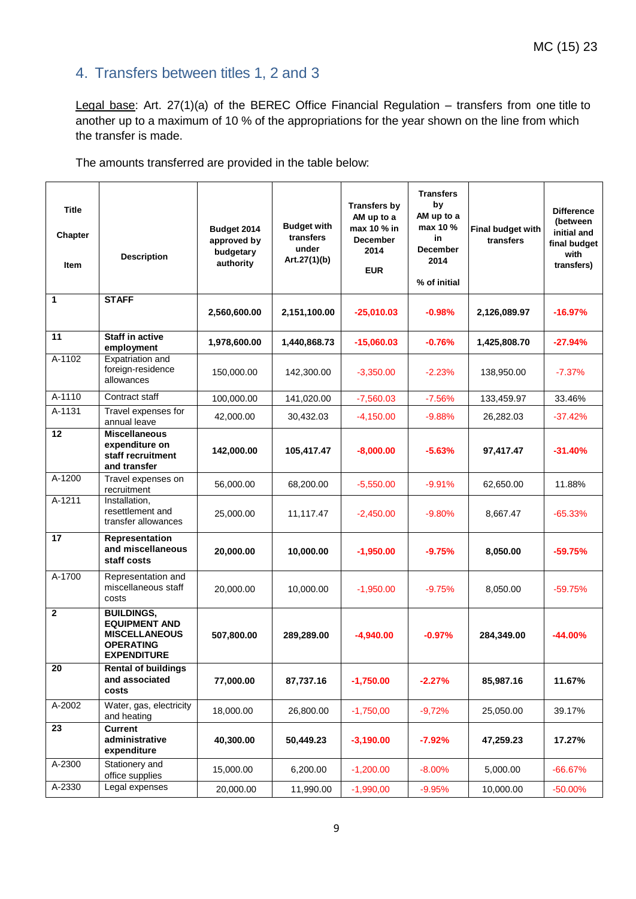## 4. Transfers between titles 1, 2 and 3

Legal base: Art. 27(1)(a) of the BEREC Office Financial Regulation – transfers from one title to another up to a maximum of 10 % of the appropriations for the year shown on the line from which the transfer is made.

The amounts transferred are provided in the table below:

| Title<br>Chapter<br>Item | Description | Budget 2014 approved by budgetary authority | Budget with transfers under Art.27(1)(b) | Transfers by AM up to a max 10 % in December 2014<br>EUR | Transfers by AM up to a max 10 % in December 2014<br>% of initial | Final budget with transfers | Difference (between initial and final budget with transfers) |
|---|---|---|---|---|---|---|---|
| **1** | **STAFF** | **2,560,600.00** | **2,151,100.00** | **-25,010.03** | **-0.98%** | **2,126,089.97** | **-16.97%** |
| **11** | **Staff in active employment** | **1,978,600.00** | **1,440,868.73** | **-15,060.03** | **-0.76%** | **1,425,808.70** | **-27.94%** |
| A-1102 | Expatriation and foreign-residence allowances | 150,000.00 | 142,300.00 | -3,350.00 | -2.23% | 138,950.00 | -7.37% |
| A-1110 | Contract staff | 100,000.00 | 141,020.00 | -7,560.03 | -7.56% | 133,459.97 | 33.46% |
| A-1131 | Travel expenses for annual leave | 42,000.00 | 30,432.03 | -4,150.00 | -9.88% | 26,282.03 | -37.42% |
| **12** | **Miscellaneous expenditure on staff recruitment and transfer** | **142,000.00** | **105,417.47** | **-8,000.00** | **-5.63%** | **97,417.47** | **-31.40%** |
| A-1200 | Travel expenses on recruitment | 56,000.00 | 68,200.00 | -5,550.00 | -9.91% | 62,650.00 | 11.88% |
| A-1211 | Installation, resettlement and transfer allowances | 25,000.00 | 11,117.47 | -2,450.00 | -9.80% | 8,667.47 | -65.33% |
| **17** | **Representation and miscellaneous staff costs** | **20,000.00** | **10,000.00** | **-1,950.00** | **-9.75%** | **8,050.00** | **-59.75%** |
| A-1700 | Representation and miscellaneous staff costs | 20,000.00 | 10,000.00 | -1,950.00 | -9.75% | 8,050.00 | -59.75% |
| **2** | **BUILDINGS, EQUIPMENT AND MISCELLANEOUS OPERATING EXPENDITURE** | **507,800.00** | **289,289.00** | **-4,940.00** | **-0.97%** | **284,349.00** | **-44.00%** |
| **20** | **Rental of buildings and associated costs** | **77,000.00** | **87,737.16** | **-1,750.00** | **-2.27%** | **85,987.16** | **11.67%** |
| A-2002 | Water, gas, electricity and heating | 18,000.00 | 26,800.00 | -1,750,00 | -9,72% | 25,050.00 | 39.17% |
| **23** | **Current administrative expenditure** | **40,300.00** | **50,449.23** | **-3,190.00** | **-7.92%** | **47,259.23** | **17.27%** |
| A-2300 | Stationery and office supplies | 15,000.00 | 6,200.00 | -1,200.00 | -8.00% | 5,000.00 | -66.67% |
| A-2330 | Legal expenses | 20,000.00 | 11,990.00 | -1,990,00 | -9.95% | 10,000.00 | -50.00% |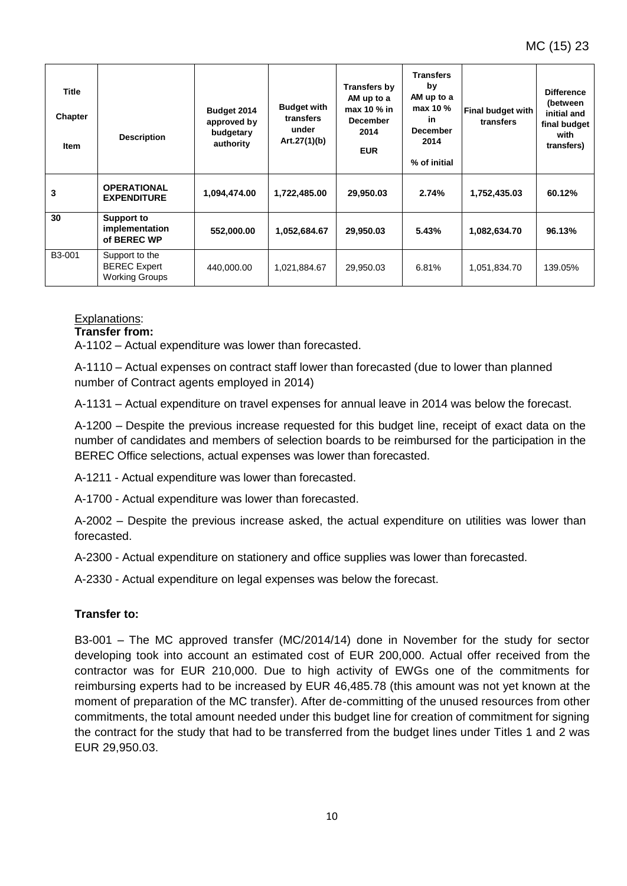| Title<br><br>Chapter<br><br>Item | Description | Budget 2014 approved by budgetary authority | Budget with transfers under Art.27(1)(b) | Transfers by AM up to a max 10 % in December 2014<br><br>EUR | Transfers by AM up to a max 10 % in December 2014<br><br>% of initial | Final budget with transfers | Difference (between initial and final budget with transfers) |
|---|---|---|---|---|---|---|---|
| **3** | **OPERATIONAL EXPENDITURE** | **1,094,474.00** | **1,722,485.00** | **29,950.03** | **2.74%** | **1,752,435.03** | **60.12%** |
| **30** | **Support to implementation of BEREC WP** | **552,000.00** | **1,052,684.67** | **29,950.03** | **5.43%** | **1,082,634.70** | **96.13%** |
| B3-001 | Support to the BEREC Expert Working Groups | 440,000.00 | 1,021,884.67 | 29,950.03 | 6.81% | 1,051,834.70 | 139.05% |

Explanations:

**Transfer from:**

A-1102 – Actual expenditure was lower than forecasted.

A-1110 – Actual expenses on contract staff lower than forecasted (due to lower than planned number of Contract agents employed in 2014)

A-1131 – Actual expenditure on travel expenses for annual leave in 2014 was below the forecast.

A-1200 – Despite the previous increase requested for this budget line, receipt of exact data on the number of candidates and members of selection boards to be reimbursed for the participation in the BEREC Office selections, actual expenses was lower than forecasted.

A-1211 - Actual expenditure was lower than forecasted.

A-1700 - Actual expenditure was lower than forecasted.

A-2002 – Despite the previous increase asked, the actual expenditure on utilities was lower than forecasted.

A-2300 - Actual expenditure on stationery and office supplies was lower than forecasted.

A-2330 - Actual expenditure on legal expenses was below the forecast.

**Transfer to:**

B3-001 – The MC approved transfer (MC/2014/14) done in November for the study for sector developing took into account an estimated cost of EUR 200,000. Actual offer received from the contractor was for EUR 210,000. Due to high activity of EWGs one of the commitments for reimbursing experts had to be increased by EUR 46,485.78 (this amount was not yet known at the moment of preparation of the MC transfer). After de-committing of the unused resources from other commitments, the total amount needed under this budget line for creation of commitment for signing the contract for the study that had to be transferred from the budget lines under Titles 1 and 2 was EUR 29,950.03.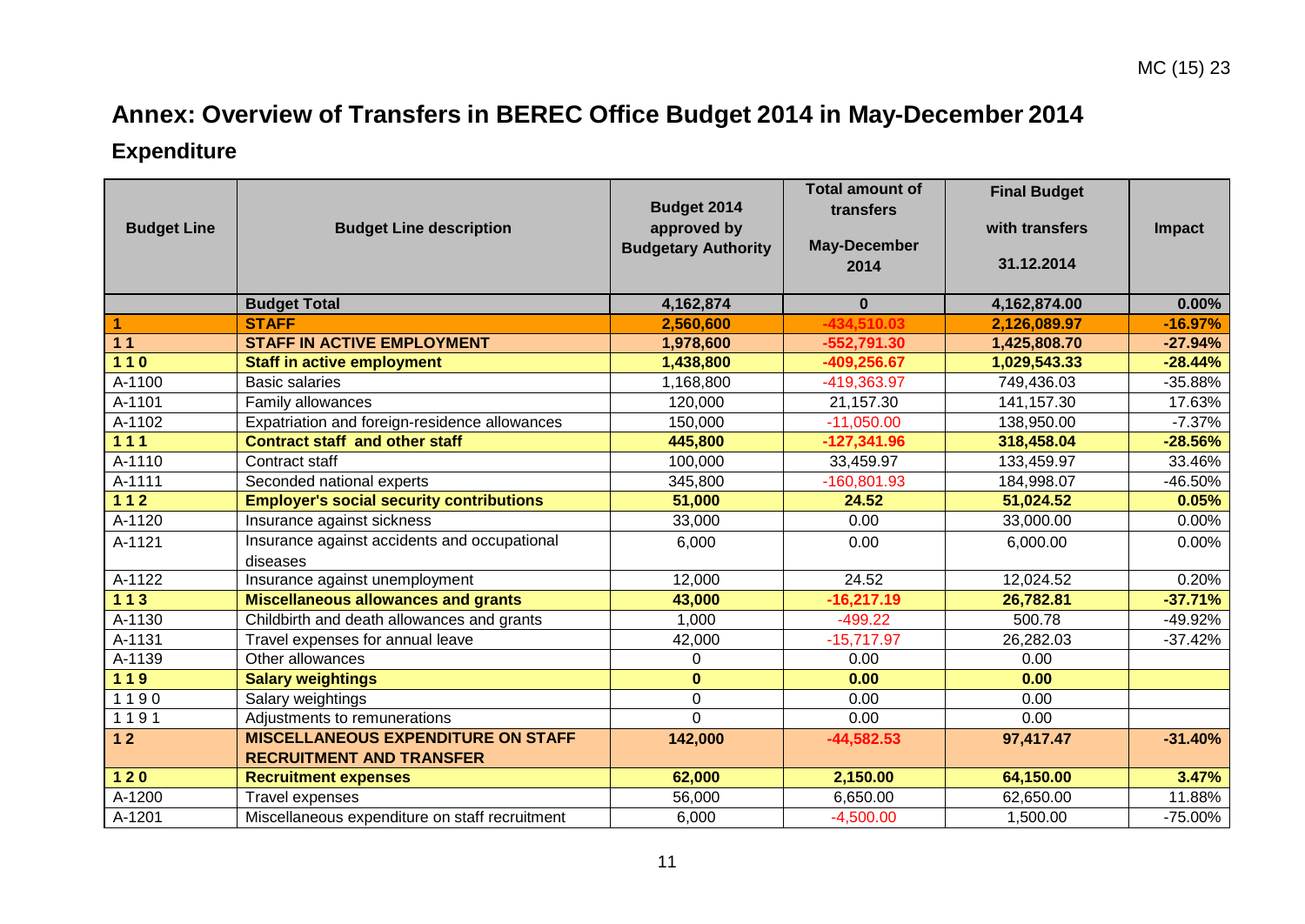# Annex: Overview of Transfers in BEREC Office Budget 2014 in May-December 2014

## Expenditure

| Budget Line | Budget Line description | Budget 2014 approved by Budgetary Authority | Total amount of transfers May-December 2014 | Final Budget with transfers 31.12.2014 | Impact |
|---|---|---|---|---|---|
| | **Budget Total** | **4,162,874** | **0** | **4,162,874.00** | **0.00%** |
| **1** | **STAFF** | **2,560,600** | **-434,510.03** | **2,126,089.97** | **-16.97%** |
| **1 1** | **STAFF IN ACTIVE EMPLOYMENT** | **1,978,600** | **-552,791.30** | **1,425,808.70** | **-27.94%** |
| **1 1 0** | **Staff in active employment** | **1,438,800** | **-409,256.67** | **1,029,543.33** | **-28.44%** |
| A-1100 | Basic salaries | 1,168,800 | -419,363.97 | 749,436.03 | -35.88% |
| A-1101 | Family allowances | 120,000 | 21,157.30 | 141,157.30 | 17.63% |
| A-1102 | Expatriation and foreign-residence allowances | 150,000 | -11,050.00 | 138,950.00 | -7.37% |
| **1 1 1** | **Contract staff and other staff** | **445,800** | **-127,341.96** | **318,458.04** | **-28.56%** |
| A-1110 | Contract staff | 100,000 | 33,459.97 | 133,459.97 | 33.46% |
| A-1111 | Seconded national experts | 345,800 | -160,801.93 | 184,998.07 | -46.50% |
| **1 1 2** | **Employer's social security contributions** | **51,000** | **24.52** | **51,024.52** | **0.05%** |
| A-1120 | Insurance against sickness | 33,000 | 0.00 | 33,000.00 | 0.00% |
| A-1121 | Insurance against accidents and occupational diseases | 6,000 | 0.00 | 6,000.00 | 0.00% |
| A-1122 | Insurance against unemployment | 12,000 | 24.52 | 12,024.52 | 0.20% |
| **1 1 3** | **Miscellaneous allowances and grants** | **43,000** | **-16,217.19** | **26,782.81** | **-37.71%** |
| A-1130 | Childbirth and death allowances and grants | 1,000 | -499.22 | 500.78 | -49.92% |
| A-1131 | Travel expenses for annual leave | 42,000 | -15,717.97 | 26,282.03 | -37.42% |
| A-1139 | Other allowances | 0 | 0.00 | 0.00 | |
| **1 1 9** | **Salary weightings** | **0** | **0.00** | **0.00** | |
| 1 1 9 0 | Salary weightings | 0 | 0.00 | 0.00 | |
| 1 1 9 1 | Adjustments to remunerations | 0 | 0.00 | 0.00 | |
| **1 2** | **MISCELLANEOUS EXPENDITURE ON STAFF RECRUITMENT AND TRANSFER** | **142,000** | **-44,582.53** | **97,417.47** | **-31.40%** |
| **1 2 0** | **Recruitment expenses** | **62,000** | **2,150.00** | **64,150.00** | **3.47%** |
| A-1200 | Travel expenses | 56,000 | 6,650.00 | 62,650.00 | 11.88% |
| A-1201 | Miscellaneous expenditure on staff recruitment | 6,000 | -4,500.00 | 1,500.00 | -75.00% |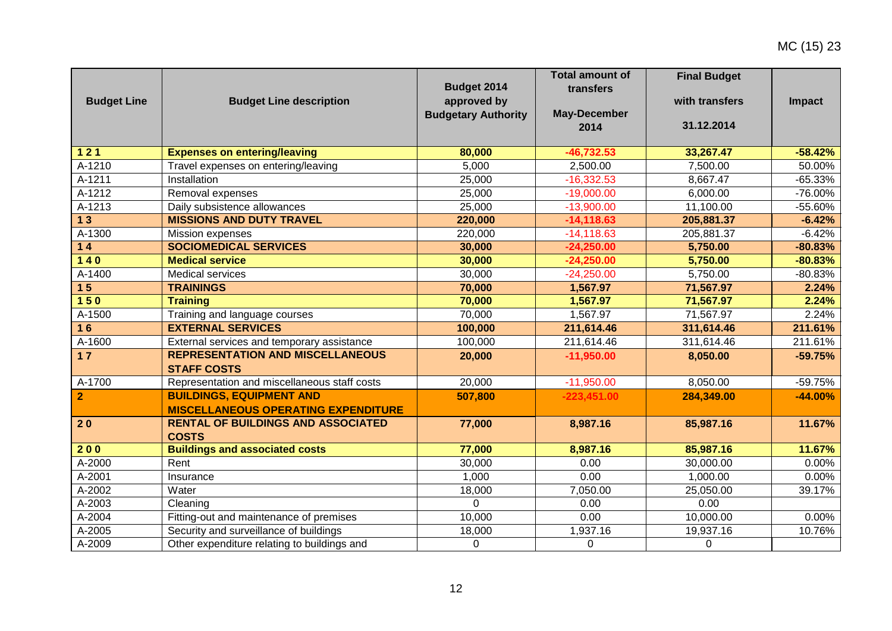| Budget Line | Budget Line description | Budget 2014 approved by Budgetary Authority | Total amount of transfers May-December 2014 | Final Budget with transfers 31.12.2014 | Impact |
|---|---|---|---|---|---|
| **1 2 1** | **Expenses on entering/leaving** | **80,000** | **-46,732.53** | **33,267.47** | **-58.42%** |
| A-1210 | Travel expenses on entering/leaving | 5,000 | 2,500.00 | 7,500.00 | 50.00% |
| A-1211 | Installation | 25,000 | -16,332.53 | 8,667.47 | -65.33% |
| A-1212 | Removal expenses | 25,000 | -19,000.00 | 6,000.00 | -76.00% |
| A-1213 | Daily subsistence allowances | 25,000 | -13,900.00 | 11,100.00 | -55.60% |
| **1 3** | **MISSIONS AND DUTY TRAVEL** | **220,000** | **-14,118.63** | **205,881.37** | **-6.42%** |
| A-1300 | Mission expenses | 220,000 | -14,118.63 | 205,881.37 | -6.42% |
| **1 4** | **SOCIOMEDICAL SERVICES** | **30,000** | **-24,250.00** | **5,750.00** | **-80.83%** |
| **1 4 0** | **Medical service** | **30,000** | **-24,250.00** | **5,750.00** | **-80.83%** |
| A-1400 | Medical services | 30,000 | -24,250.00 | 5,750.00 | -80.83% |
| **1 5** | **TRAININGS** | **70,000** | **1,567.97** | **71,567.97** | **2.24%** |
| **1 5 0** | **Training** | **70,000** | **1,567.97** | **71,567.97** | **2.24%** |
| A-1500 | Training and language courses | 70,000 | 1,567.97 | 71,567.97 | 2.24% |
| **1 6** | **EXTERNAL SERVICES** | **100,000** | **211,614.46** | **311,614.46** | **211.61%** |
| A-1600 | External services and temporary assistance | 100,000 | 211,614.46 | 311,614.46 | 211.61% |
| **1 7** | **REPRESENTATION AND MISCELLANEOUS STAFF COSTS** | **20,000** | **-11,950.00** | **8,050.00** | **-59.75%** |
| A-1700 | Representation and miscellaneous staff costs | 20,000 | -11,950.00 | 8,050.00 | -59.75% |
| **2** | **BUILDINGS, EQUIPMENT AND MISCELLANEOUS OPERATING EXPENDITURE** | **507,800** | **-223,451.00** | **284,349.00** | **-44.00%** |
| **2 0** | **RENTAL OF BUILDINGS AND ASSOCIATED COSTS** | **77,000** | **8,987.16** | **85,987.16** | **11.67%** |
| **2 0 0** | **Buildings and associated costs** | **77,000** | **8,987.16** | **85,987.16** | **11.67%** |
| A-2000 | Rent | 30,000 | 0.00 | 30,000.00 | 0.00% |
| A-2001 | Insurance | 1,000 | 0.00 | 1,000.00 | 0.00% |
| A-2002 | Water | 18,000 | 7,050.00 | 25,050.00 | 39.17% |
| A-2003 | Cleaning | 0 | 0.00 | 0.00 | |
| A-2004 | Fitting-out and maintenance of premises | 10,000 | 0.00 | 10,000.00 | 0.00% |
| A-2005 | Security and surveillance of buildings | 18,000 | 1,937.16 | 19,937.16 | 10.76% |
| A-2009 | Other expenditure relating to buildings and | 0 | 0 | 0 | |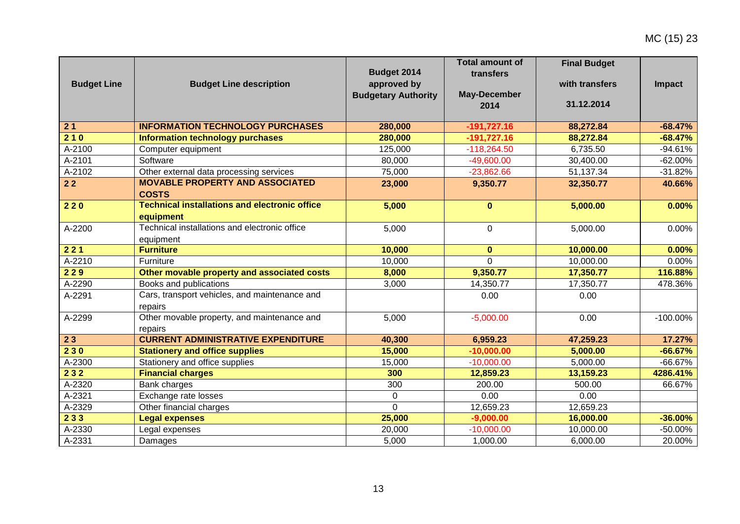| Budget Line | Budget Line description | Budget 2014 approved by Budgetary Authority | Total amount of transfers May-December 2014 | Final Budget with transfers 31.12.2014 | Impact |
|---|---|---|---|---|---|
| **2 1** | **INFORMATION TECHNOLOGY PURCHASES** | **280,000** | **-191,727.16** | **88,272.84** | **-68.47%** |
| **2 1 0** | **Information technology purchases** | **280,000** | **-191,727.16** | **88,272.84** | **-68.47%** |
| A-2100 | Computer equipment | 125,000 | -118,264.50 | 6,735.50 | -94.61% |
| A-2101 | Software | 80,000 | -49,600.00 | 30,400.00 | -62.00% |
| A-2102 | Other external data processing services | 75,000 | -23,862.66 | 51,137.34 | -31.82% |
| **2 2** | **MOVABLE PROPERTY AND ASSOCIATED COSTS** | **23,000** | **9,350.77** | **32,350.77** | **40.66%** |
| **2 2 0** | **Technical installations and electronic office equipment** | **5,000** | **0** | **5,000.00** | **0.00%** |
| A-2200 | Technical installations and electronic office equipment | 5,000 | 0 | 5,000.00 | 0.00% |
| **2 2 1** | **Furniture** | **10,000** | **0** | **10,000.00** | **0.00%** |
| A-2210 | Furniture | 10,000 | 0 | 10,000.00 | 0.00% |
| **2 2 9** | **Other movable property and associated costs** | **8,000** | **9,350.77** | **17,350.77** | **116.88%** |
| A-2290 | Books and publications | 3,000 | 14,350.77 | 17,350.77 | 478.36% |
| A-2291 | Cars, transport vehicles, and maintenance and repairs | | 0.00 | 0.00 | |
| A-2299 | Other movable property, and maintenance and repairs | 5,000 | -5,000.00 | 0.00 | -100.00% |
| **2 3** | **CURRENT ADMINISTRATIVE EXPENDITURE** | **40,300** | **6,959.23** | **47,259.23** | **17.27%** |
| **2 3 0** | **Stationery and office supplies** | **15,000** | **-10,000.00** | **5,000.00** | **-66.67%** |
| A-2300 | Stationery and office supplies | 15,000 | -10,000.00 | 5,000.00 | -66.67% |
| **2 3 2** | **Financial charges** | **300** | **12,859.23** | **13,159.23** | **4286.41%** |
| A-2320 | Bank charges | 300 | 200.00 | 500.00 | 66.67% |
| A-2321 | Exchange rate losses | 0 | 0.00 | 0.00 | |
| A-2329 | Other financial charges | 0 | 12,659.23 | 12,659.23 | |
| **2 3 3** | **Legal expenses** | **25,000** | **-9,000.00** | **16,000.00** | **-36.00%** |
| A-2330 | Legal expenses | 20,000 | -10,000.00 | 10,000.00 | -50.00% |
| A-2331 | Damages | 5,000 | 1,000.00 | 6,000.00 | 20.00% |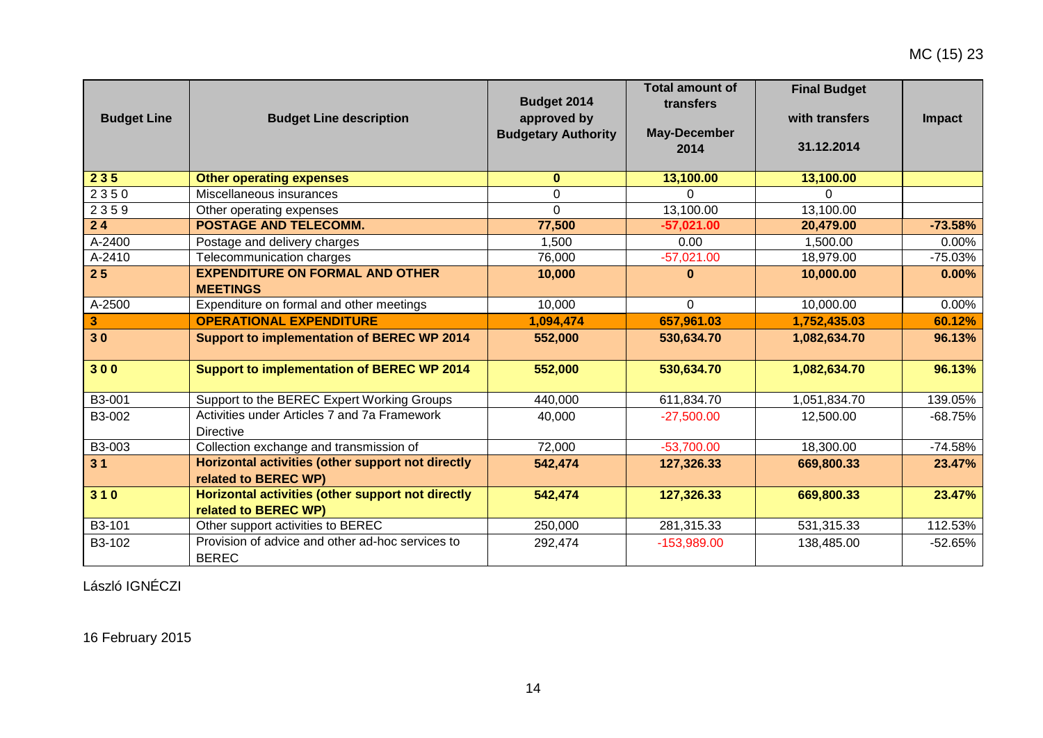| Budget Line | Budget Line description | Budget 2014 approved by Budgetary Authority | Total amount of transfers May-December 2014 | Final Budget with transfers 31.12.2014 | Impact |
|---|---|---|---|---|---|
| **2 3 5** | **Other operating expenses** | **0** | **13,100.00** | **13,100.00** | |
| 2 3 5 0 | Miscellaneous insurances | 0 | 0 | 0 | |
| 2 3 5 9 | Other operating expenses | 0 | 13,100.00 | 13,100.00 | |
| **2 4** | **POSTAGE AND TELECOMM.** | **77,500** | **-57,021.00** | **20,479.00** | **-73.58%** |
| A-2400 | Postage and delivery charges | 1,500 | 0.00 | 1,500.00 | 0.00% |
| A-2410 | Telecommunication charges | 76,000 | -57,021.00 | 18,979.00 | -75.03% |
| **2 5** | **EXPENDITURE ON FORMAL AND OTHER MEETINGS** | **10,000** | **0** | **10,000.00** | **0.00%** |
| A-2500 | Expenditure on formal and other meetings | 10,000 | 0 | 10,000.00 | 0.00% |
| **3** | **OPERATIONAL EXPENDITURE** | **1,094,474** | **657,961.03** | **1,752,435.03** | **60.12%** |
| **3 0** | **Support to implementation of BEREC WP 2014** | **552,000** | **530,634.70** | **1,082,634.70** | **96.13%** |
| **3 0 0** | **Support to implementation of BEREC WP 2014** | **552,000** | **530,634.70** | **1,082,634.70** | **96.13%** |
| B3-001 | Support to the BEREC Expert Working Groups | 440,000 | 611,834.70 | 1,051,834.70 | 139.05% |
| B3-002 | Activities under Articles 7 and 7a Framework Directive | 40,000 | -27,500.00 | 12,500.00 | -68.75% |
| B3-003 | Collection exchange and transmission of | 72,000 | -53,700.00 | 18,300.00 | -74.58% |
| **3 1** | **Horizontal activities (other support not directly related to BEREC WP)** | **542,474** | **127,326.33** | **669,800.33** | **23.47%** |
| **3 1 0** | **Horizontal activities (other support not directly related to BEREC WP)** | **542,474** | **127,326.33** | **669,800.33** | **23.47%** |
| B3-101 | Other support activities to BEREC | 250,000 | 281,315.33 | 531,315.33 | 112.53% |
| B3-102 | Provision of advice and other ad-hoc services to BEREC | 292,474 | -153,989.00 | 138,485.00 | -52.65% |

László IGNÉCZI

16 February 2015